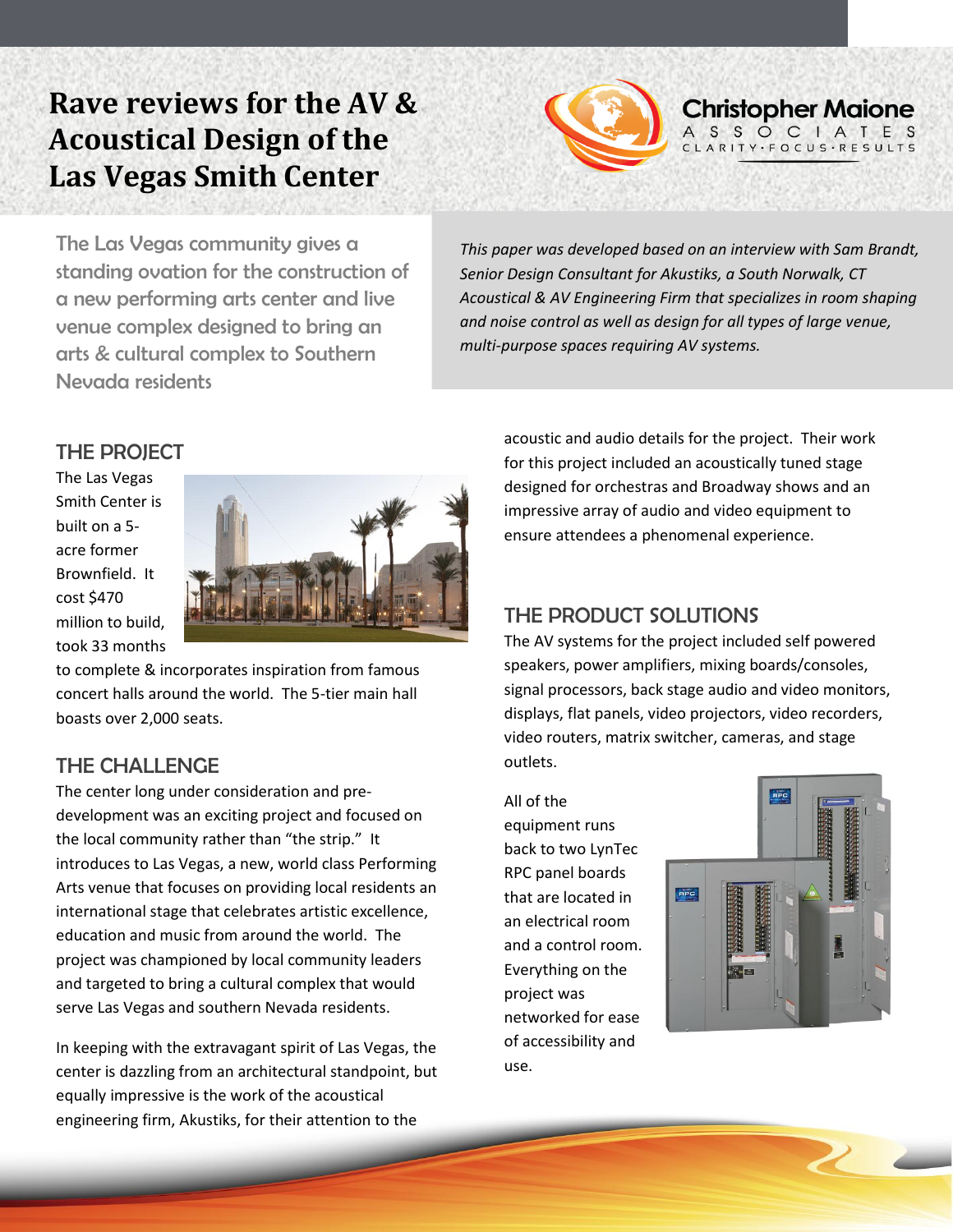# Rave reviews for the AV & Acoustical Design of the Las Vegas Smith Center

Christopher Maione
ASSOCIATES
CLARITY·FOCUS·RESULTS

The Las Vegas community gives a standing ovation for the construction of a new performing arts center and live venue complex designed to bring an arts & cultural complex to Southern Nevada residents

*This paper was developed based on an interview with Sam Brandt, Senior Design Consultant for Akustiks, a South Norwalk, CT Acoustical & AV Engineering Firm that specializes in room shaping and noise control as well as design for all types of large venue, multi-purpose spaces requiring AV systems.*

## THE PROJECT

The Las Vegas Smith Center is built on a 5-acre former Brownfield. It cost $470 million to build, took 33 months to complete & incorporates inspiration from famous concert halls around the world. The 5-tier main hall boasts over 2,000 seats.

## THE CHALLENGE

The center long under consideration and pre-development was an exciting project and focused on the local community rather than "the strip." It introduces to Las Vegas, a new, world class Performing Arts venue that focuses on providing local residents an international stage that celebrates artistic excellence, education and music from around the world. The project was championed by local community leaders and targeted to bring a cultural complex that would serve Las Vegas and southern Nevada residents.

In keeping with the extravagant spirit of Las Vegas, the center is dazzling from an architectural standpoint, but equally impressive is the work of the acoustical engineering firm, Akustiks, for their attention to the acoustic and audio details for the project. Their work for this project included an acoustically tuned stage designed for orchestras and Broadway shows and an impressive array of audio and video equipment to ensure attendees a phenomenal experience.

## THE PRODUCT SOLUTIONS

The AV systems for the project included self powered speakers, power amplifiers, mixing boards/consoles, signal processors, back stage audio and video monitors, displays, flat panels, video projectors, video recorders, video routers, matrix switcher, cameras, and stage outlets.

All of the equipment runs back to two LynTec RPC panel boards that are located in an electrical room and a control room. Everything on the project was networked for ease of accessibility and use.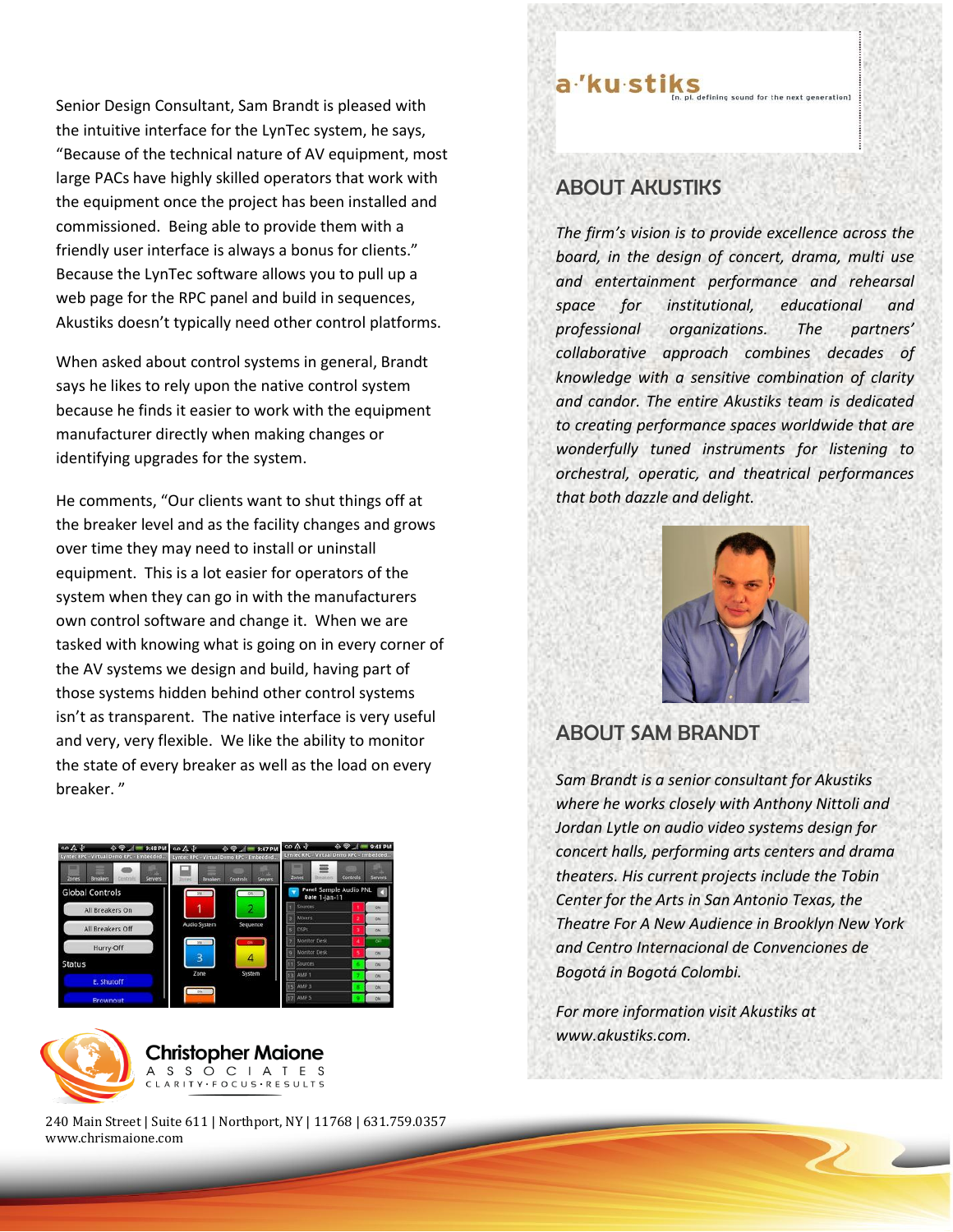Senior Design Consultant, Sam Brandt is pleased with the intuitive interface for the LynTec system, he says, “Because of the technical nature of AV equipment, most large PACs have highly skilled operators that work with the equipment once the project has been installed and commissioned. Being able to provide them with a friendly user interface is always a bonus for clients.” Because the LynTec software allows you to pull up a web page for the RPC panel and build in sequences, Akustiks doesn’t typically need other control platforms.

When asked about control systems in general, Brandt says he likes to rely upon the native control system because he finds it easier to work with the equipment manufacturer directly when making changes or identifying upgrades for the system.

He comments, “Our clients want to shut things off at the breaker level and as the facility changes and grows over time they may need to install or uninstall equipment. This is a lot easier for operators of the system when they can go in with the manufacturers own control software and change it. When we are tasked with knowing what is going on in every corner of the AV systems we design and build, having part of those systems hidden behind other control systems isn’t as transparent. The native interface is very useful and very, very flexible. We like the ability to monitor the state of every breaker as well as the load on every breaker.”

**Christopher Maione**
ASSOCIATES
CLARITY·FOCUS·RESULTS

240 Main Street | Suite 611 | Northport, NY | 11768 | 631.759.0357
www.chrismaione.com

a·'ku·stiks [n. pl. defining sound for the next generation]

## ABOUT AKUSTIKS

*The firm’s vision is to provide excellence across the board, in the design of concert, drama, multi use and entertainment performance and rehearsal space for institutional, educational and professional organizations. The partners’ collaborative approach combines decades of knowledge with a sensitive combination of clarity and candor. The entire Akustiks team is dedicated to creating performance spaces worldwide that are wonderfully tuned instruments for listening to orchestral, operatic, and theatrical performances that both dazzle and delight.*

## ABOUT SAM BRANDT

*Sam Brandt is a senior consultant for Akustiks where he works closely with Anthony Nittoli and Jordan Lytle on audio video systems design for concert halls, performing arts centers and drama theaters. His current projects include the Tobin Center for the Arts in San Antonio Texas, the Theatre For A New Audience in Brooklyn New York and Centro Internacional de Convenciones de Bogotá in Bogotá Colombi.*

*For more information visit Akustiks at www.akustiks.com.*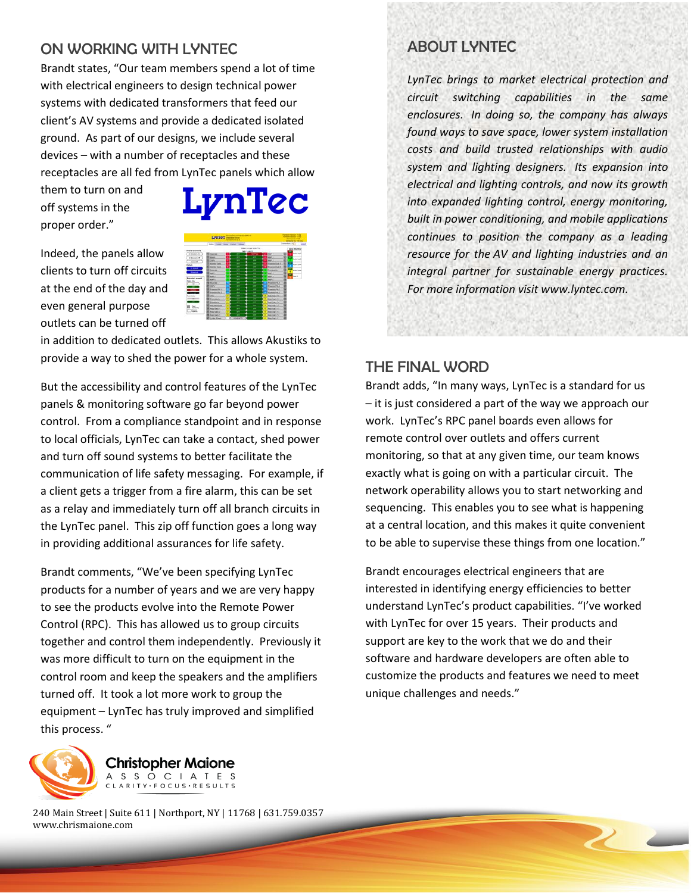## ON WORKING WITH LYNTEC

Brandt states, "Our team members spend a lot of time with electrical engineers to design technical power systems with dedicated transformers that feed our client's AV systems and provide a dedicated isolated ground. As part of our designs, we include several devices – with a number of receptacles and these receptacles are all fed from LynTec panels which allow them to turn on and off systems in the proper order."

Indeed, the panels allow clients to turn off circuits at the end of the day and even general purpose outlets can be turned off in addition to dedicated outlets. This allows Akustiks to provide a way to shed the power for a whole system.

But the accessibility and control features of the LynTec panels & monitoring software go far beyond power control. From a compliance standpoint and in response to local officials, LynTec can take a contact, shed power and turn off sound systems to better facilitate the communication of life safety messaging. For example, if a client gets a trigger from a fire alarm, this can be set as a relay and immediately turn off all branch circuits in the LynTec panel. This zip off function goes a long way in providing additional assurances for life safety.

Brandt comments, "We've been specifying LynTec products for a number of years and we are very happy to see the products evolve into the Remote Power Control (RPC). This has allowed us to group circuits together and control them independently. Previously it was more difficult to turn on the equipment in the control room and keep the speakers and the amplifiers turned off. It took a lot more work to group the equipment – LynTec has truly improved and simplified this process. "

## ABOUT LYNTEC

*LynTec brings to market electrical protection and circuit switching capabilities in the same enclosures. In doing so, the company has always found ways to save space, lower system installation costs and build trusted relationships with audio system and lighting designers. Its expansion into electrical and lighting controls, and now its growth into expanded lighting control, energy monitoring, built in power conditioning, and mobile applications continues to position the company as a leading resource for the AV and lighting industries and an integral partner for sustainable energy practices. For more information visit www.lyntec.com.*

## THE FINAL WORD

Brandt adds, "In many ways, LynTec is a standard for us – it is just considered a part of the way we approach our work. LynTec's RPC panel boards even allows for remote control over outlets and offers current monitoring, so that at any given time, our team knows exactly what is going on with a particular circuit. The network operability allows you to start networking and sequencing. This enables you to see what is happening at a central location, and this makes it quite convenient to be able to supervise these things from one location."

Brandt encourages electrical engineers that are interested in identifying energy efficiencies to better understand LynTec's product capabilities. "I've worked with LynTec for over 15 years. Their products and support are key to the work that we do and their software and hardware developers are often able to customize the products and features we need to meet unique challenges and needs."

**Christopher Maione Associates**
CLARITY·FOCUS·RESULTS

240 Main Street | Suite 611 | Northport, NY | 11768 | 631.759.0357
www.chrismaione.com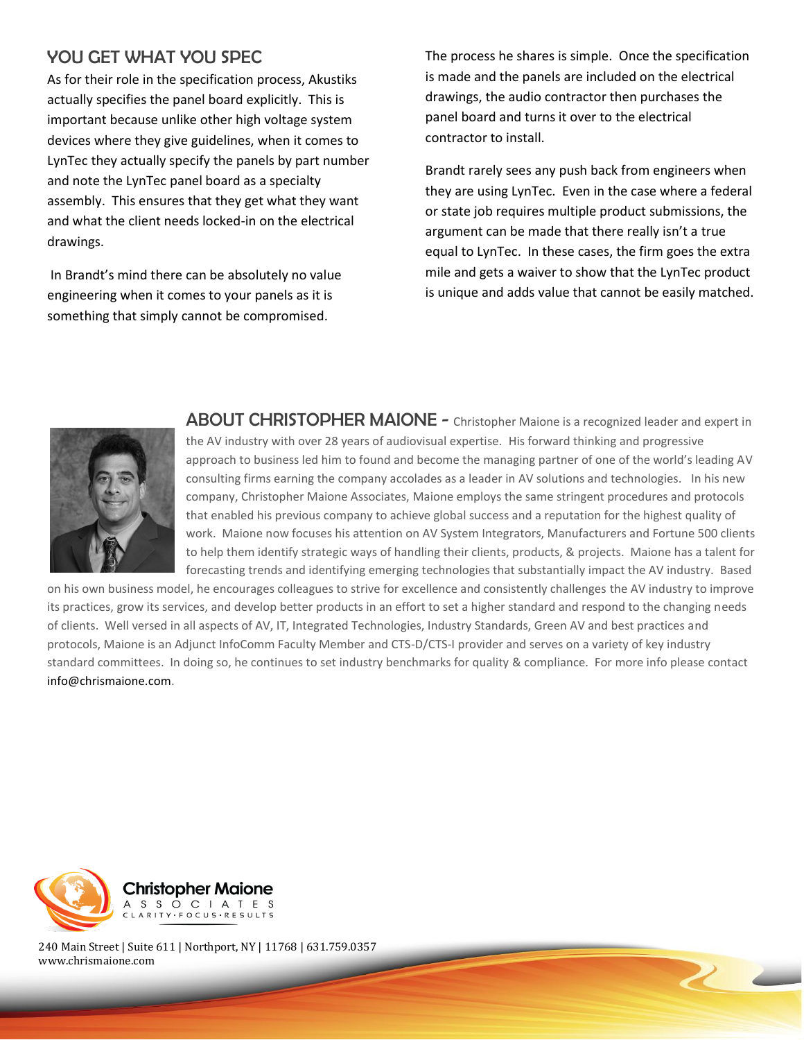## YOU GET WHAT YOU SPEC

As for their role in the specification process, Akustiks actually specifies the panel board explicitly. This is important because unlike other high voltage system devices where they give guidelines, when it comes to LynTec they actually specify the panels by part number and note the LynTec panel board as a specialty assembly. This ensures that they get what they want and what the client needs locked-in on the electrical drawings.

In Brandt's mind there can be absolutely no value engineering when it comes to your panels as it is something that simply cannot be compromised.

The process he shares is simple. Once the specification is made and the panels are included on the electrical drawings, the audio contractor then purchases the panel board and turns it over to the electrical contractor to install.

Brandt rarely sees any push back from engineers when they are using LynTec. Even in the case where a federal or state job requires multiple product submissions, the argument can be made that there really isn't a true equal to LynTec. In these cases, the firm goes the extra mile and gets a waiver to show that the LynTec product is unique and adds value that cannot be easily matched.

**ABOUT CHRISTOPHER MAIONE -** Christopher Maione is a recognized leader and expert in the AV industry with over 28 years of audiovisual expertise. His forward thinking and progressive approach to business led him to found and become the managing partner of one of the world's leading AV consulting firms earning the company accolades as a leader in AV solutions and technologies. In his new company, Christopher Maione Associates, Maione employs the same stringent procedures and protocols that enabled his previous company to achieve global success and a reputation for the highest quality of work. Maione now focuses his attention on AV System Integrators, Manufacturers and Fortune 500 clients to help them identify strategic ways of handling their clients, products, & projects. Maione has a talent for forecasting trends and identifying emerging technologies that substantially impact the AV industry. Based on his own business model, he encourages colleagues to strive for excellence and consistently challenges the AV industry to improve its practices, grow its services, and develop better products in an effort to set a higher standard and respond to the changing needs of clients. Well versed in all aspects of AV, IT, Integrated Technologies, Industry Standards, Green AV and best practices and protocols, Maione is an Adjunct InfoComm Faculty Member and CTS-D/CTS-I provider and serves on a variety of key industry standard committees. In doing so, he continues to set industry benchmarks for quality & compliance. For more info please contact info@chrismaione.com.

Christopher Maione ASSOCIATES
CLARITY·FOCUS·RESULTS

240 Main Street | Suite 611 | Northport, NY | 11768 | 631.759.0357
www.chrismaione.com